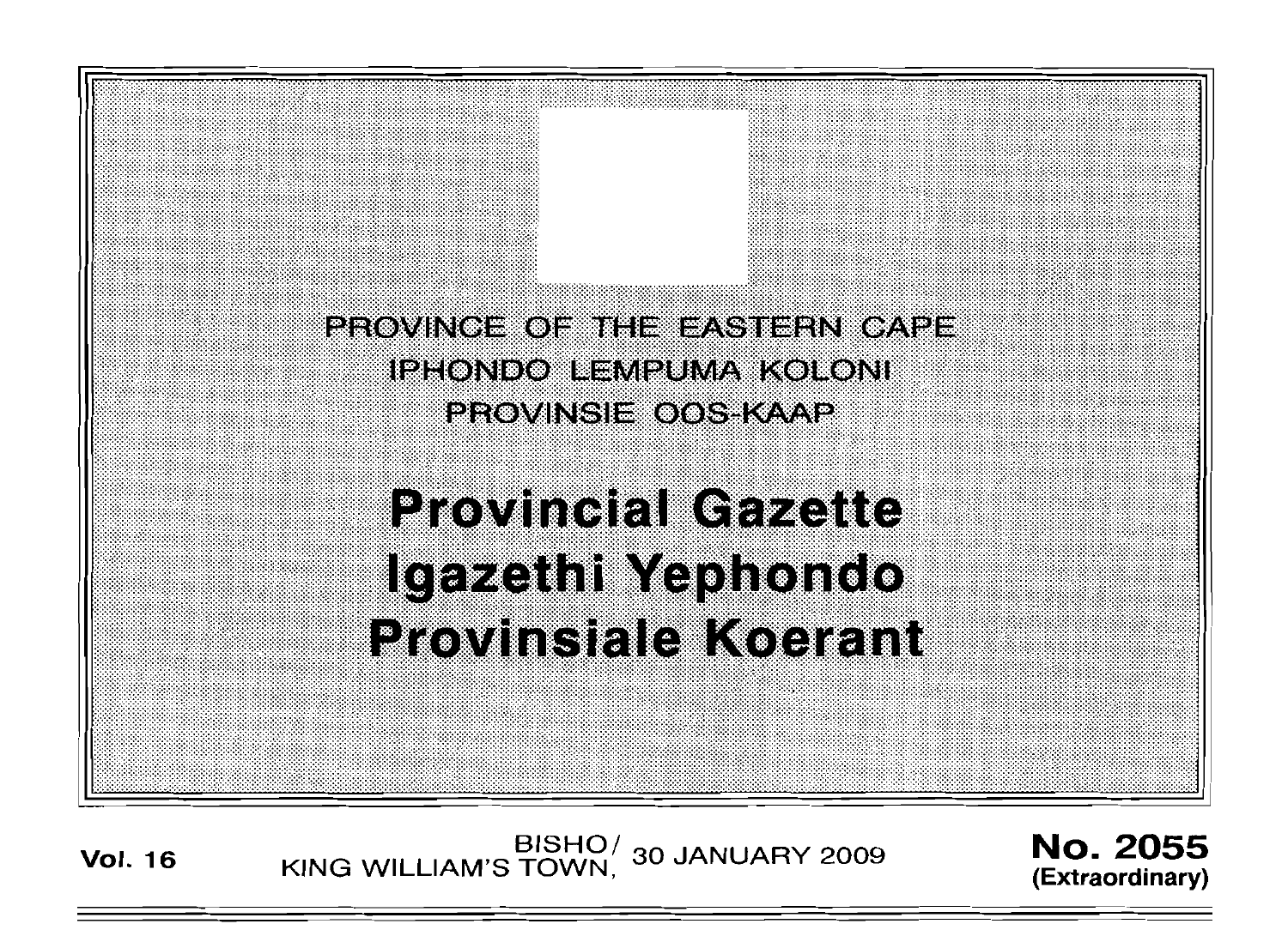PROVINCE OF THE EASTERN CAPE
IPHONDO LEMPUMA KOLONI
PROVINSIE OOS-KAAP

# Provincial Gazette
# Igazethi Yephondo
# Provinsiale Koerant

**Vol. 16** BISHO/KING WILLIAM'S TOWN, 30 JANUARY 2009 **No. 2055 (Extraordinary)**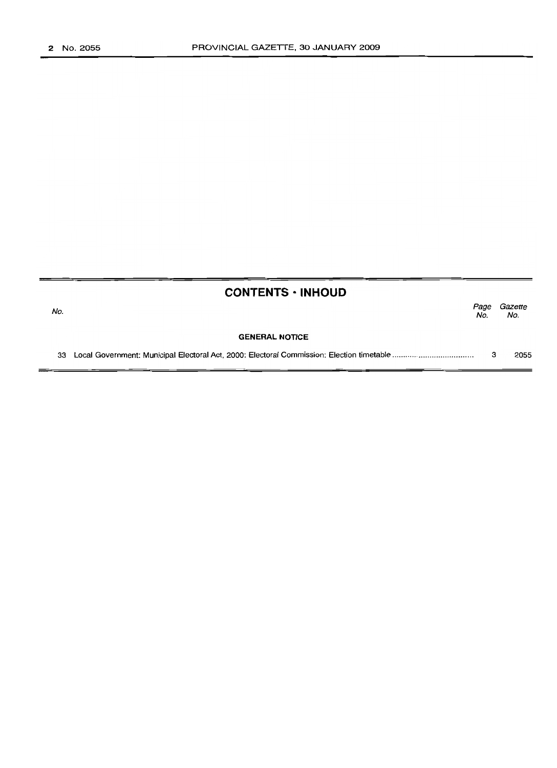## CONTENTS · INHOUD

| No. | | Page No. | Gazette No. |
|---|---|---|---|
| | **GENERAL NOTICE** | | |
| 33 | Local Government: Municipal Electoral Act, 2000: Electoral Commission: Election timetable | 3 | 2055 |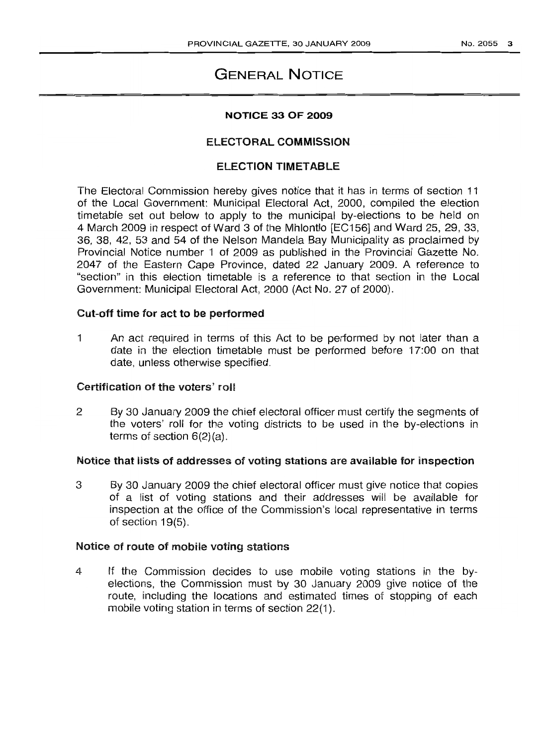# GENERAL NOTICE

## NOTICE 33 OF 2009

## ELECTORAL COMMISSION

## ELECTION TIMETABLE

The Electoral Commission hereby gives notice that it has in terms of section 11 of the Local Government: Municipal Electoral Act, 2000, compiled the election timetable set out below to apply to the municipal by-elections to be held on 4 March 2009 in respect of Ward 3 of the Mhlontlo [EC156] and Ward 25, 29, 33, 36, 38, 42, 53 and 54 of the Nelson Mandela Bay Municipality as proclaimed by Provincial Notice number 1 of 2009 as published in the Provincial Gazette No. 2047 of the Eastern Cape Province, dated 22 January 2009. A reference to "section" in this election timetable is a reference to that section in the Local Government: Municipal Electoral Act, 2000 (Act No. 27 of 2000).

### Cut-off time for act to be performed

1 An act required in terms of this Act to be performed by not later than a date in the election timetable must be performed before 17:00 on that date, unless otherwise specified.

### Certification of the voters' roll

2 By 30 January 2009 the chief electoral officer must certify the segments of the voters' roll for the voting districts to be used in the by-elections in terms of section 6(2)(a).

### Notice that lists of addresses of voting stations are available for inspection

3 By 30 January 2009 the chief electoral officer must give notice that copies of a list of voting stations and their addresses will be available for inspection at the office of the Commission's local representative in terms of section 19(5).

### Notice of route of mobile voting stations

4 If the Commission decides to use mobile voting stations in the by-elections, the Commission must by 30 January 2009 give notice of the route, including the locations and estimated times of stopping of each mobile voting station in terms of section 22(1).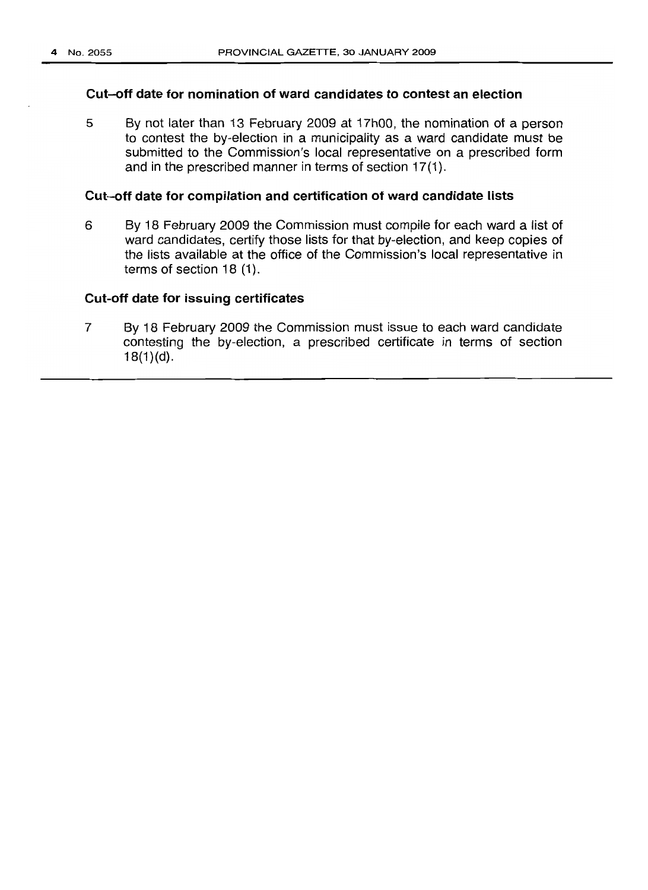### Cut–off date for nomination of ward candidates to contest an election

5 By not later than 13 February 2009 at 17h00, the nomination of a person to contest the by-election in a municipality as a ward candidate must be submitted to the Commission's local representative on a prescribed form and in the prescribed manner in terms of section 17(1).

### Cut–off date for compilation and certification of ward candidate lists

6 By 18 February 2009 the Commission must compile for each ward a list of ward candidates, certify those lists for that by-election, and keep copies of the lists available at the office of the Commission's local representative in terms of section 18 (1).

### Cut-off date for issuing certificates

7 By 18 February 2009 the Commission must issue to each ward candidate contesting the by-election, a prescribed certificate in terms of section 18(1)(d).